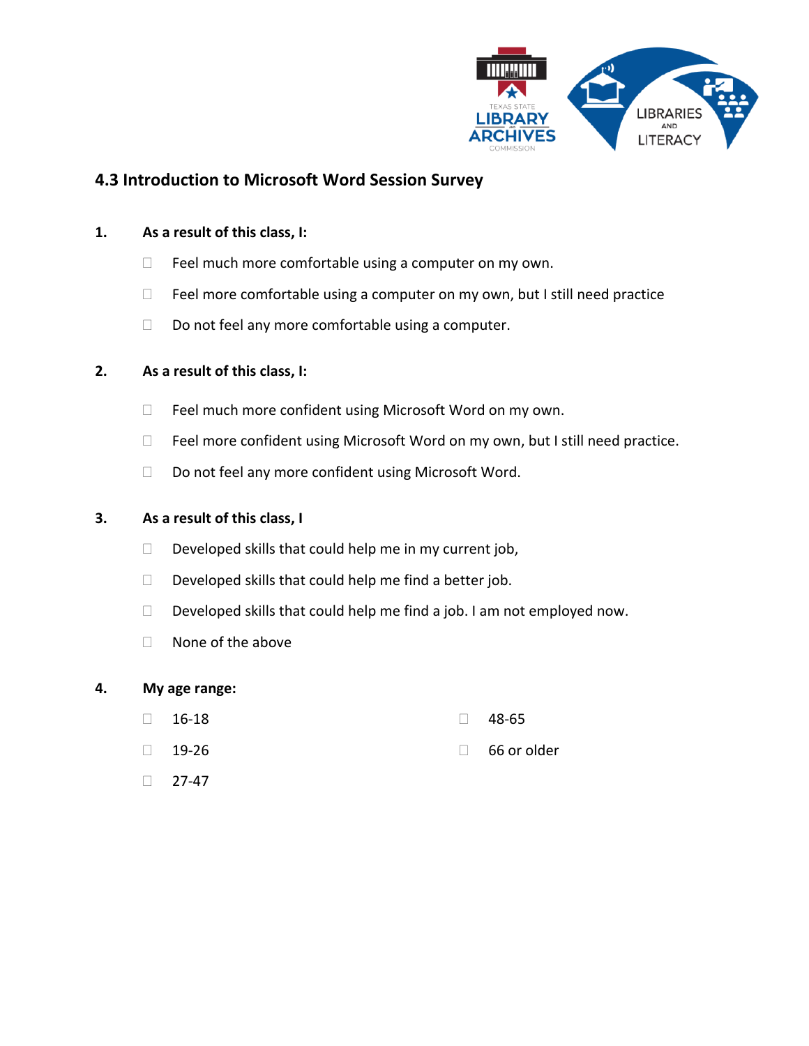## 4.3 Introduction to Microsoft Word Session Survey

**1. As a result of this class, I:**

- ☐ Feel much more comfortable using a computer on my own.
- ☐ Feel more comfortable using a computer on my own, but I still need practice
- ☐ Do not feel any more comfortable using a computer.

**2. As a result of this class, I:**

- ☐ Feel much more confident using Microsoft Word on my own.
- ☐ Feel more confident using Microsoft Word on my own, but I still need practice.
- ☐ Do not feel any more confident using Microsoft Word.

**3. As a result of this class, I**

- ☐ Developed skills that could help me in my current job,
- ☐ Developed skills that could help me find a better job.
- ☐ Developed skills that could help me find a job. I am not employed now.
- ☐ None of the above

**4. My age range:**

- ☐ 16-18
- ☐ 19-26
- ☐ 27-47
- ☐ 48-65
- ☐ 66 or older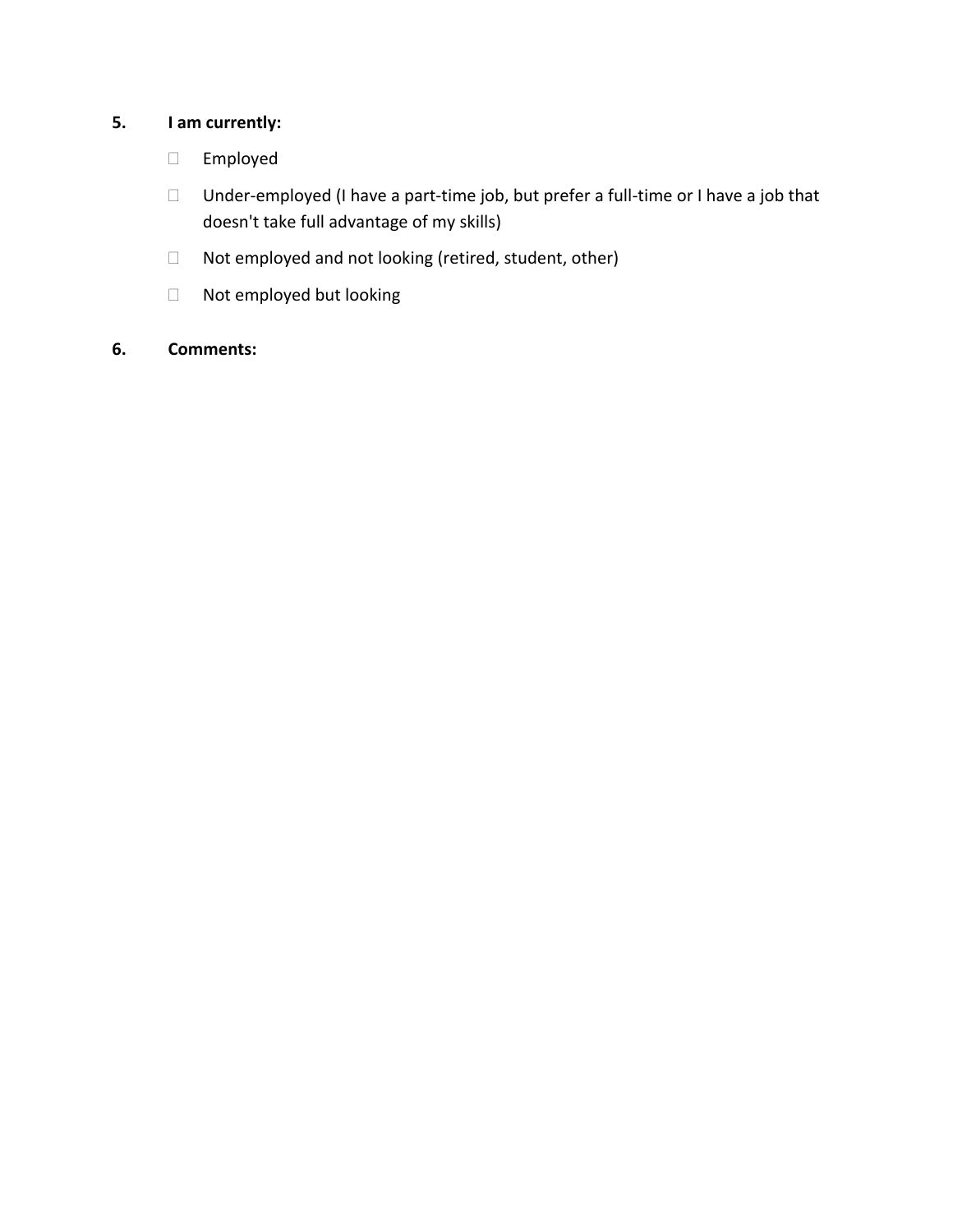**5. I am currently:**

- ☐ Employed
- ☐ Under-employed (I have a part-time job, but prefer a full-time or I have a job that doesn't take full advantage of my skills)
- ☐ Not employed and not looking (retired, student, other)
- ☐ Not employed but looking

**6. Comments:**